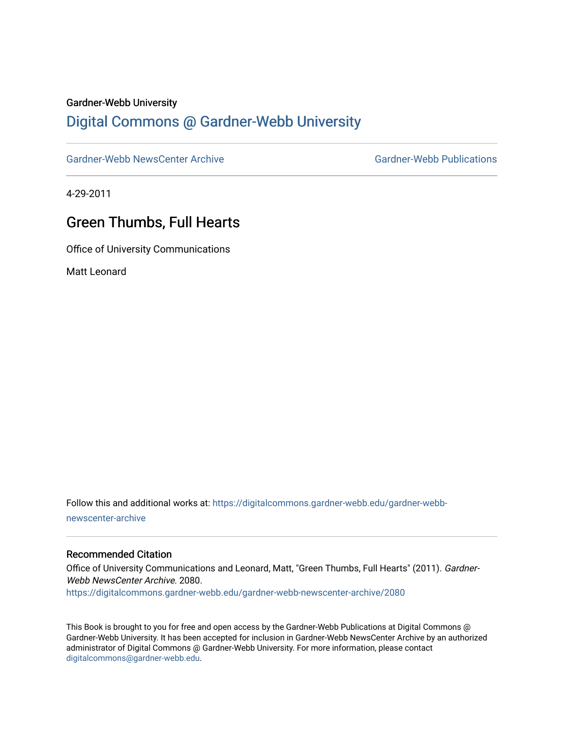Gardner-Webb University

# Digital Commons @ Gardner-Webb University

Gardner-Webb NewsCenter Archive | Gardner-Webb Publications

4-29-2011

## Green Thumbs, Full Hearts

Office of University Communications

Matt Leonard

Follow this and additional works at: https://digitalcommons.gardner-webb.edu/gardner-webb-newscenter-archive

### Recommended Citation

Office of University Communications and Leonard, Matt, "Green Thumbs, Full Hearts" (2011). *Gardner-Webb NewsCenter Archive*. 2080.
https://digitalcommons.gardner-webb.edu/gardner-webb-newscenter-archive/2080

This Book is brought to you for free and open access by the Gardner-Webb Publications at Digital Commons @ Gardner-Webb University. It has been accepted for inclusion in Gardner-Webb NewsCenter Archive by an authorized administrator of Digital Commons @ Gardner-Webb University. For more information, please contact digitalcommons@gardner-webb.edu.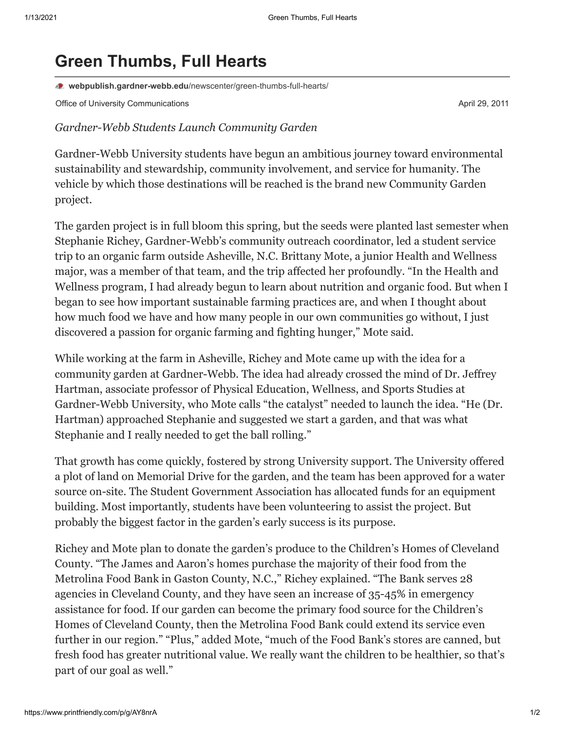# Green Thumbs, Full Hearts

**webpublish.gardner-webb.edu**/newscenter/green-thumbs-full-hearts/

Office of University Communications

April 29, 2011

*Gardner-Webb Students Launch Community Garden*

Gardner-Webb University students have begun an ambitious journey toward environmental sustainability and stewardship, community involvement, and service for humanity. The vehicle by which those destinations will be reached is the brand new Community Garden project.

The garden project is in full bloom this spring, but the seeds were planted last semester when Stephanie Richey, Gardner-Webb's community outreach coordinator, led a student service trip to an organic farm outside Asheville, N.C. Brittany Mote, a junior Health and Wellness major, was a member of that team, and the trip affected her profoundly. "In the Health and Wellness program, I had already begun to learn about nutrition and organic food. But when I began to see how important sustainable farming practices are, and when I thought about how much food we have and how many people in our own communities go without, I just discovered a passion for organic farming and fighting hunger," Mote said.

While working at the farm in Asheville, Richey and Mote came up with the idea for a community garden at Gardner-Webb. The idea had already crossed the mind of Dr. Jeffrey Hartman, associate professor of Physical Education, Wellness, and Sports Studies at Gardner-Webb University, who Mote calls "the catalyst" needed to launch the idea. "He (Dr. Hartman) approached Stephanie and suggested we start a garden, and that was what Stephanie and I really needed to get the ball rolling."

That growth has come quickly, fostered by strong University support. The University offered a plot of land on Memorial Drive for the garden, and the team has been approved for a water source on-site. The Student Government Association has allocated funds for an equipment building. Most importantly, students have been volunteering to assist the project. But probably the biggest factor in the garden's early success is its purpose.

Richey and Mote plan to donate the garden's produce to the Children's Homes of Cleveland County. "The James and Aaron's homes purchase the majority of their food from the Metrolina Food Bank in Gaston County, N.C.," Richey explained. "The Bank serves 28 agencies in Cleveland County, and they have seen an increase of 35-45% in emergency assistance for food. If our garden can become the primary food source for the Children's Homes of Cleveland County, then the Metrolina Food Bank could extend its service even further in our region." "Plus," added Mote, "much of the Food Bank's stores are canned, but fresh food has greater nutritional value. We really want the children to be healthier, so that's part of our goal as well."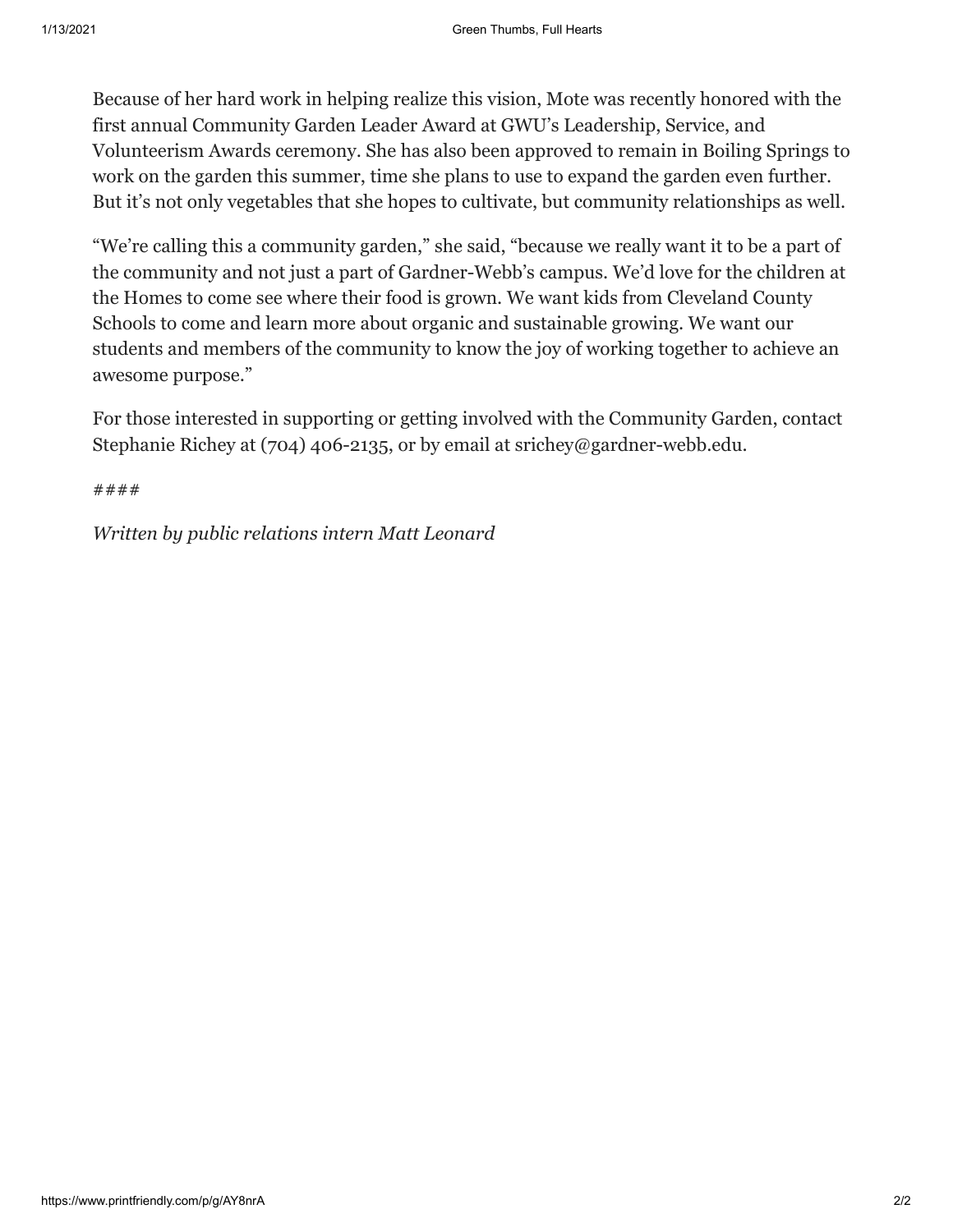Because of her hard work in helping realize this vision, Mote was recently honored with the first annual Community Garden Leader Award at GWU's Leadership, Service, and Volunteerism Awards ceremony. She has also been approved to remain in Boiling Springs to work on the garden this summer, time she plans to use to expand the garden even further. But it's not only vegetables that she hopes to cultivate, but community relationships as well.

"We're calling this a community garden," she said, "because we really want it to be a part of the community and not just a part of Gardner-Webb's campus. We'd love for the children at the Homes to come see where their food is grown. We want kids from Cleveland County Schools to come and learn more about organic and sustainable growing. We want our students and members of the community to know the joy of working together to achieve an awesome purpose."

For those interested in supporting or getting involved with the Community Garden, contact Stephanie Richey at (704) 406-2135, or by email at srichey@gardner-webb.edu.

*####*

*Written by public relations intern Matt Leonard*